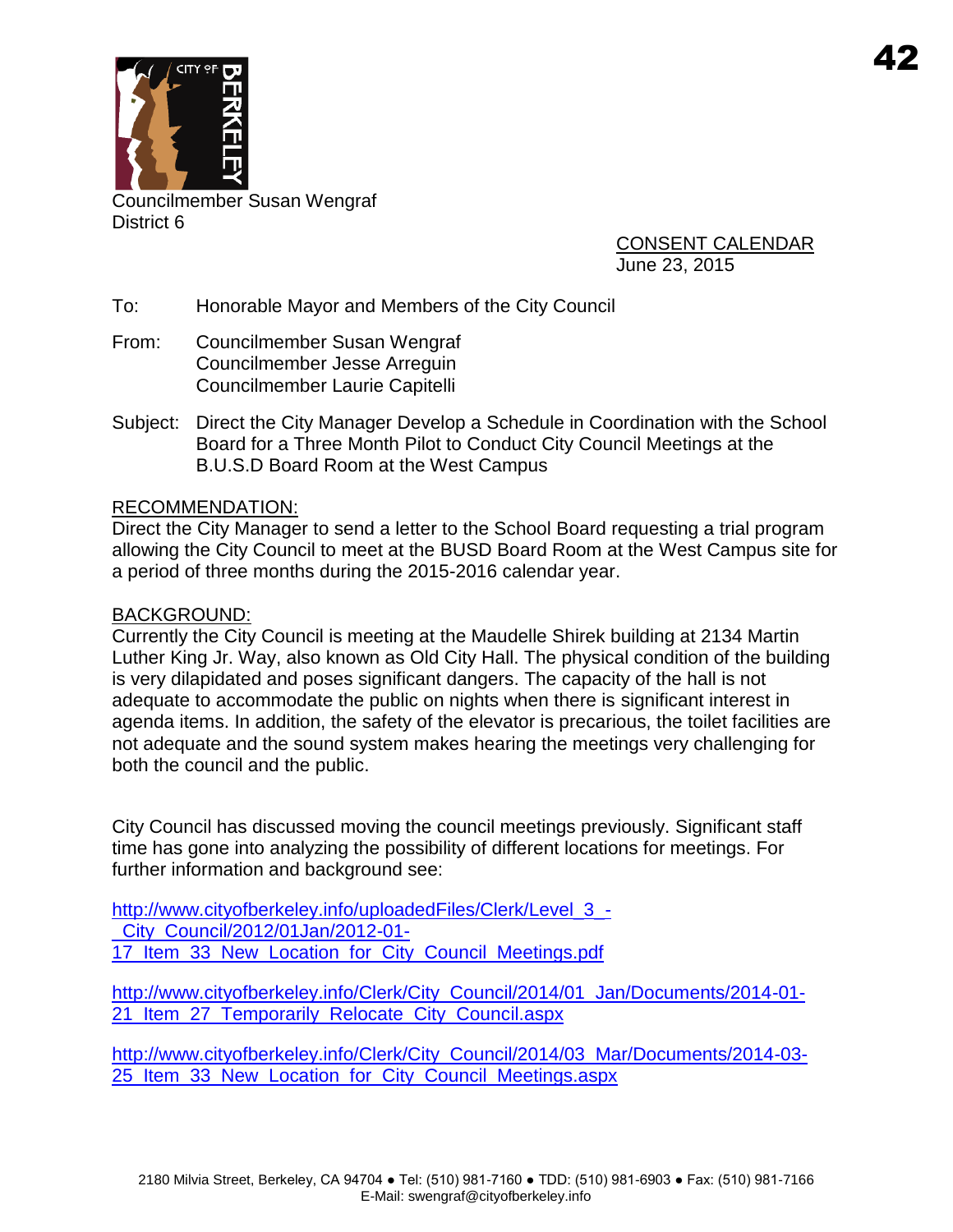Councilmember Susan Wengraf
District 6

CONSENT CALENDAR
June 23, 2015

To: Honorable Mayor and Members of the City Council

From: Councilmember Susan Wengraf
Councilmember Jesse Arreguin
Councilmember Laurie Capitelli

Subject: Direct the City Manager Develop a Schedule in Coordination with the School Board for a Three Month Pilot to Conduct City Council Meetings at the B.U.S.D Board Room at the West Campus

## RECOMMENDATION:

Direct the City Manager to send a letter to the School Board requesting a trial program allowing the City Council to meet at the BUSD Board Room at the West Campus site for a period of three months during the 2015-2016 calendar year.

## BACKGROUND:

Currently the City Council is meeting at the Maudelle Shirek building at 2134 Martin Luther King Jr. Way, also known as Old City Hall. The physical condition of the building is very dilapidated and poses significant dangers. The capacity of the hall is not adequate to accommodate the public on nights when there is significant interest in agenda items. In addition, the safety of the elevator is precarious, the toilet facilities are not adequate and the sound system makes hearing the meetings very challenging for both the council and the public.

City Council has discussed moving the council meetings previously. Significant staff time has gone into analyzing the possibility of different locations for meetings. For further information and background see:

http://www.cityofberkeley.info/uploadedFiles/Clerk/Level_3_-_City_Council/2012/01Jan/2012-01-17_Item_33_New_Location_for_City_Council_Meetings.pdf

http://www.cityofberkeley.info/Clerk/City_Council/2014/01_Jan/Documents/2014-01-21_Item_27_Temporarily_Relocate_City_Council.aspx

http://www.cityofberkeley.info/Clerk/City_Council/2014/03_Mar/Documents/2014-03-25_Item_33_New_Location_for_City_Council_Meetings.aspx

2180 Milvia Street, Berkeley, CA 94704 ● Tel: (510) 981-7160 ● TDD: (510) 981-6903 ● Fax: (510) 981-7166
E-Mail: swengraf@cityofberkeley.info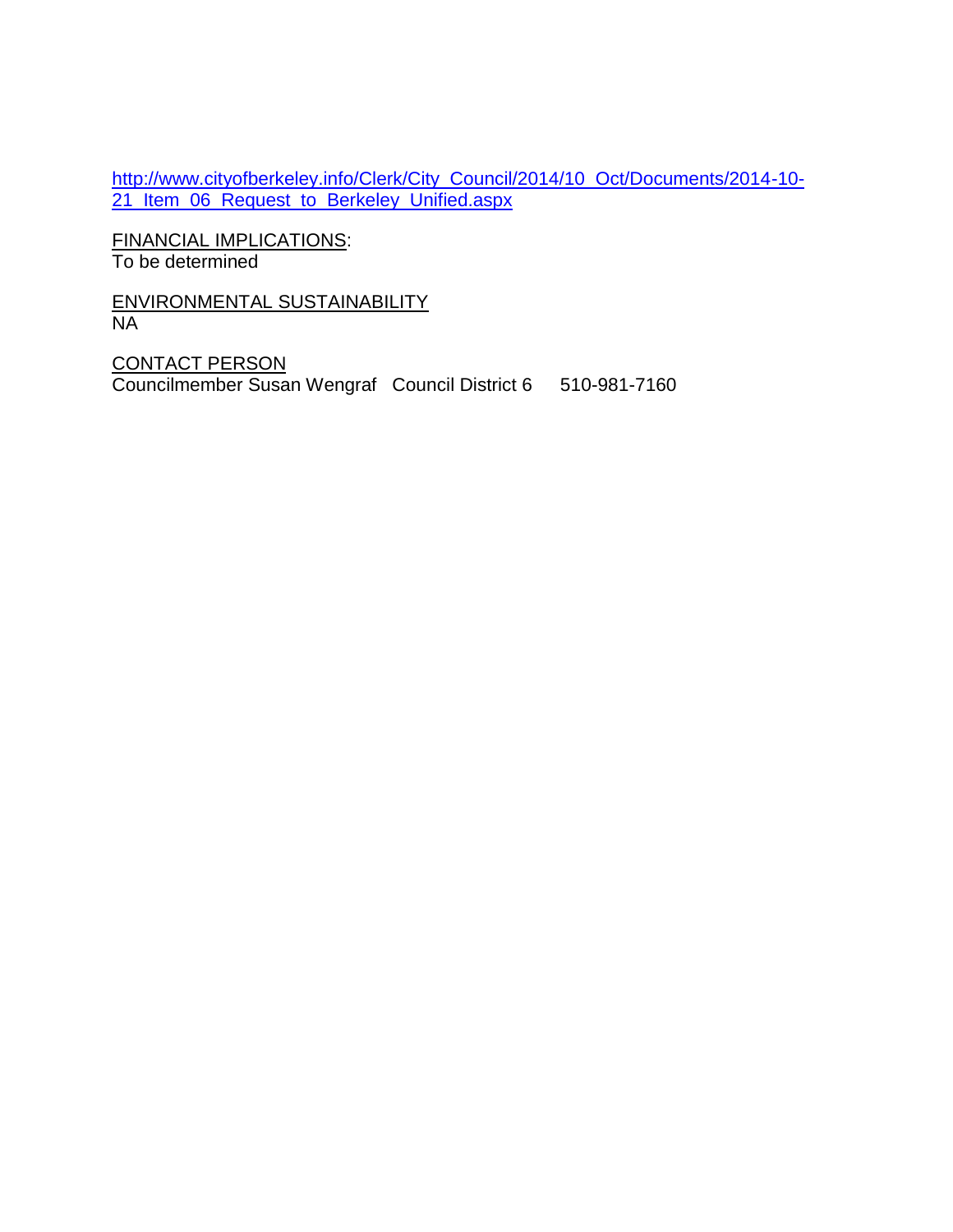http://www.cityofberkeley.info/Clerk/City_Council/2014/10_Oct/Documents/2014-10-21_Item_06_Request_to_Berkeley_Unified.aspx

FINANCIAL IMPLICATIONS:
To be determined

ENVIRONMENTAL SUSTAINABILITY
NA

CONTACT PERSON
Councilmember Susan Wengraf Council District 6 510-981-7160